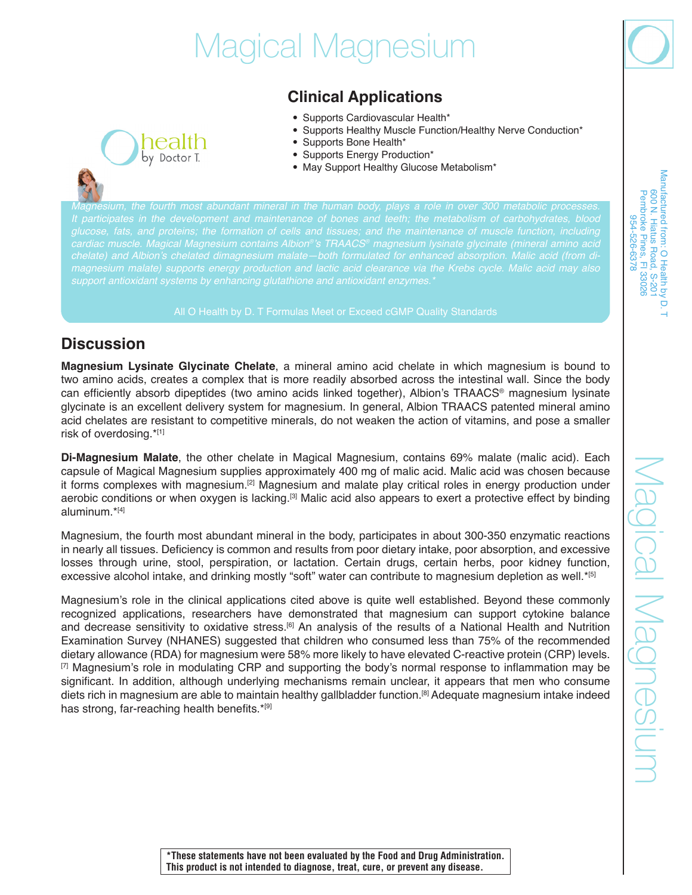# Magical Magnesium

health by Doctor T.

## Clinical Applications

- Supports Cardiovascular Health*
- Supports Healthy Muscle Function/Healthy Nerve Conduction*
- Supports Bone Health*
- Supports Energy Production*
- May Support Healthy Glucose Metabolism*

*Magnesium, the fourth most abundant mineral in the human body, plays a role in over 300 metabolic processes. It participates in the development and maintenance of bones and teeth; the metabolism of carbohydrates, blood glucose, fats, and proteins; the formation of cells and tissues; and the maintenance of muscle function, including cardiac muscle. Magical Magnesium contains Albion®'s TRAACS® magnesium lysinate glycinate (mineral amino acid chelate) and Albion's chelated dimagnesium malate—both formulated for enhanced absorption. Malic acid (from di-magnesium malate) supports energy production and lactic acid clearance via the Krebs cycle. Malic acid may also support antioxidant systems by enhancing glutathione and antioxidant enzymes.**

All O Health by D. T Formulas Meet or Exceed cGMP Quality Standards

Manufactured from: O Health by D. T
600 N. Hiatus Road, S-201
Pembroke Pines, Fl 33026
954-526-6378

## Discussion

**Magnesium Lysinate Glycinate Chelate**, a mineral amino acid chelate in which magnesium is bound to two amino acids, creates a complex that is more readily absorbed across the intestinal wall. Since the body can efficiently absorb dipeptides (two amino acids linked together), Albion's TRAACS® magnesium lysinate glycinate is an excellent delivery system for magnesium. In general, Albion TRAACS patented mineral amino acid chelates are resistant to competitive minerals, do not weaken the action of vitamins, and pose a smaller risk of overdosing.*[1]

**Di-Magnesium Malate**, the other chelate in Magical Magnesium, contains 69% malate (malic acid). Each capsule of Magical Magnesium supplies approximately 400 mg of malic acid. Malic acid was chosen because it forms complexes with magnesium.[2] Magnesium and malate play critical roles in energy production under aerobic conditions or when oxygen is lacking.[3] Malic acid also appears to exert a protective effect by binding aluminum.*[4]

Magnesium, the fourth most abundant mineral in the body, participates in about 300-350 enzymatic reactions in nearly all tissues. Deficiency is common and results from poor dietary intake, poor absorption, and excessive losses through urine, stool, perspiration, or lactation. Certain drugs, certain herbs, poor kidney function, excessive alcohol intake, and drinking mostly "soft" water can contribute to magnesium depletion as well.*[5]

Magnesium's role in the clinical applications cited above is quite well established. Beyond these commonly recognized applications, researchers have demonstrated that magnesium can support cytokine balance and decrease sensitivity to oxidative stress.[6] An analysis of the results of a National Health and Nutrition Examination Survey (NHANES) suggested that children who consumed less than 75% of the recommended dietary allowance (RDA) for magnesium were 58% more likely to have elevated C-reactive protein (CRP) levels.[7] Magnesium's role in modulating CRP and supporting the body's normal response to inflammation may be significant. In addition, although underlying mechanisms remain unclear, it appears that men who consume diets rich in magnesium are able to maintain healthy gallbladder function.[8] Adequate magnesium intake indeed has strong, far-reaching health benefits.*[9]

**\*These statements have not been evaluated by the Food and Drug Administration. This product is not intended to diagnose, treat, cure, or prevent any disease.**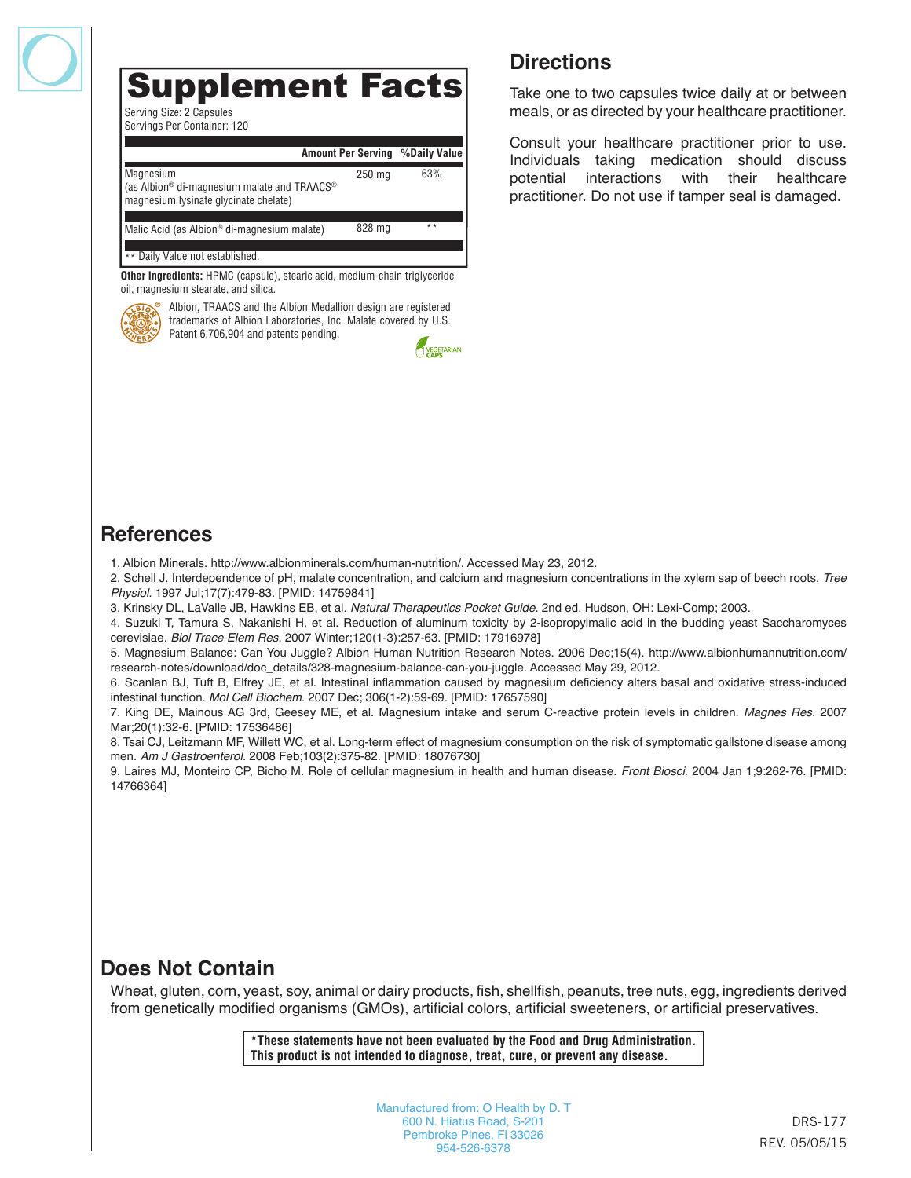# Supplement Facts

Serving Size: 2 Capsules
Servings Per Container: 120

| | Amount Per Serving | %Daily Value |
|---|---|---|
| Magnesium (as Albion® di-magnesium malate and TRAACS® magnesium lysinate glycinate chelate) | 250 mg | 63% |
| Malic Acid (as Albion® di-magnesium malate) | 828 mg | ** |

** Daily Value not established.

**Other Ingredients:** HPMC (capsule), stearic acid, medium-chain triglyceride oil, magnesium stearate, and silica.

Albion, TRAACS and the Albion Medallion design are registered trademarks of Albion Laboratories, Inc. Malate covered by U.S. Patent 6,706,904 and patents pending.

VEGETARIAN CAPS

## Directions

Take one to two capsules twice daily at or between meals, or as directed by your healthcare practitioner.

Consult your healthcare practitioner prior to use. Individuals taking medication should discuss potential interactions with their healthcare practitioner. Do not use if tamper seal is damaged.

## References

1. Albion Minerals. http://www.albionminerals.com/human-nutrition/. Accessed May 23, 2012.
2. Schell J. Interdependence of pH, malate concentration, and calcium and magnesium concentrations in the xylem sap of beech roots. *Tree Physiol.* 1997 Jul;17(7):479-83. [PMID: 14759841]
3. Krinsky DL, LaValle JB, Hawkins EB, et al. *Natural Therapeutics Pocket Guide.* 2nd ed. Hudson, OH: Lexi-Comp; 2003.
4. Suzuki T, Tamura S, Nakanishi H, et al. Reduction of aluminum toxicity by 2-isopropylmalic acid in the budding yeast Saccharomyces cerevisiae. *Biol Trace Elem Res.* 2007 Winter;120(1-3):257-63. [PMID: 17916978]
5. Magnesium Balance: Can You Juggle? Albion Human Nutrition Research Notes. 2006 Dec;15(4). http://www.albionhumannutrition.com/research-notes/download/doc_details/328-magnesium-balance-can-you-juggle. Accessed May 29, 2012.
6. Scanlan BJ, Tuft B, Elfrey JE, et al. Intestinal inflammation caused by magnesium deficiency alters basal and oxidative stress-induced intestinal function. *Mol Cell Biochem.* 2007 Dec; 306(1-2):59-69. [PMID: 17657590]
7. King DE, Mainous AG 3rd, Geesey ME, et al. Magnesium intake and serum C-reactive protein levels in children. *Magnes Res.* 2007 Mar;20(1):32-6. [PMID: 17536486]
8. Tsai CJ, Leitzmann MF, Willett WC, et al. Long-term effect of magnesium consumption on the risk of symptomatic gallstone disease among men. *Am J Gastroenterol.* 2008 Feb;103(2):375-82. [PMID: 18076730]
9. Laires MJ, Monteiro CP, Bicho M. Role of cellular magnesium in health and human disease. *Front Biosci.* 2004 Jan 1;9:262-76. [PMID: 14766364]

## Does Not Contain

Wheat, gluten, corn, yeast, soy, animal or dairy products, fish, shellfish, peanuts, tree nuts, egg, ingredients derived from genetically modified organisms (GMOs), artificial colors, artificial sweeteners, or artificial preservatives.

**\*These statements have not been evaluated by the Food and Drug Administration. This product is not intended to diagnose, treat, cure, or prevent any disease.**

Manufactured from: O Health by D. T
600 N. Hiatus Road, S-201
Pembroke Pines, Fl 33026
954-526-6378

DRS-177
REV. 05/05/15